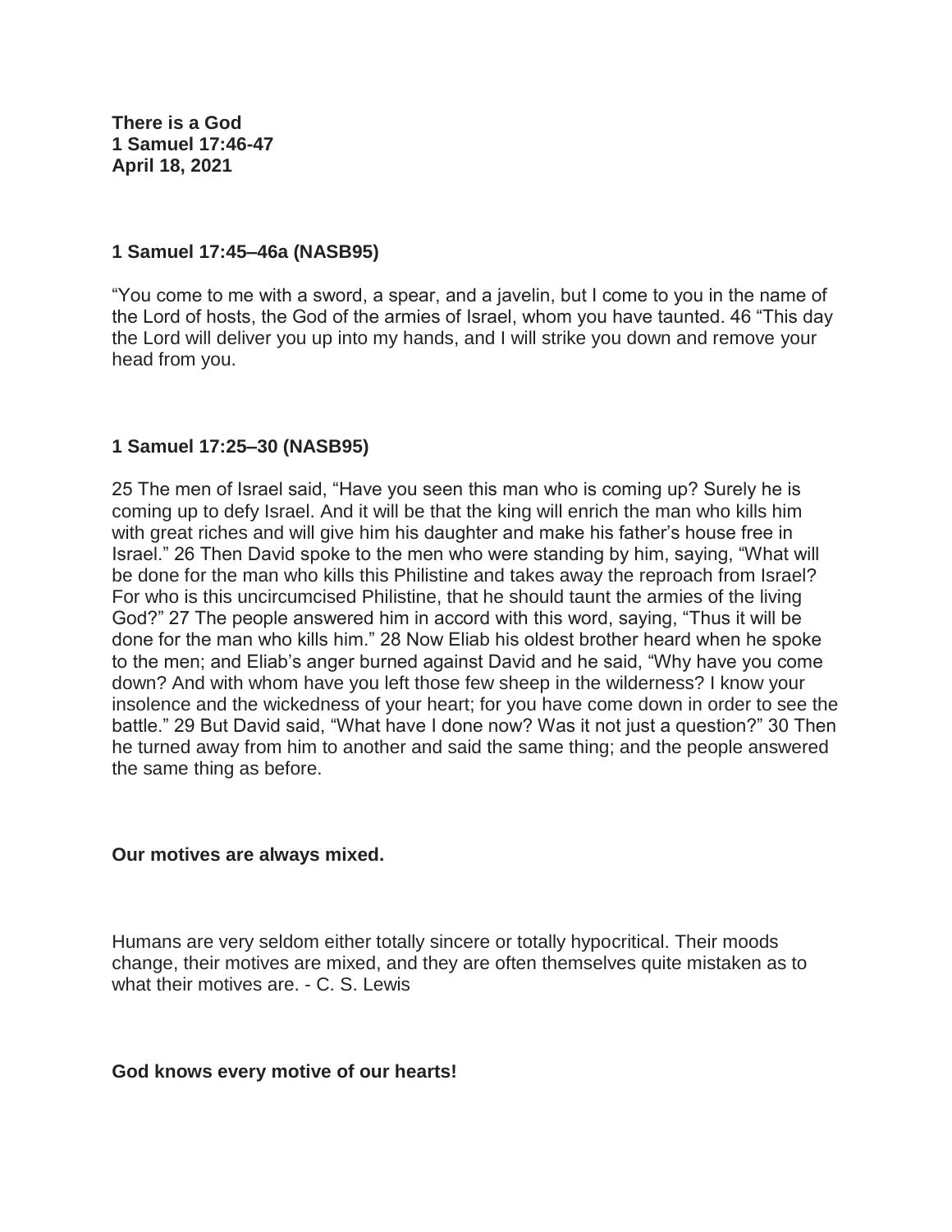**There is a God**
**1 Samuel 17:46-47**
**April 18, 2021**

**1 Samuel 17:45–46a (NASB95)**

“You come to me with a sword, a spear, and a javelin, but I come to you in the name of the Lord of hosts, the God of the armies of Israel, whom you have taunted. 46 “This day the Lord will deliver you up into my hands, and I will strike you down and remove your head from you.

**1 Samuel 17:25–30 (NASB95)**

25 The men of Israel said, “Have you seen this man who is coming up? Surely he is coming up to defy Israel. And it will be that the king will enrich the man who kills him with great riches and will give him his daughter and make his father’s house free in Israel.” 26 Then David spoke to the men who were standing by him, saying, “What will be done for the man who kills this Philistine and takes away the reproach from Israel? For who is this uncircumcised Philistine, that he should taunt the armies of the living God?” 27 The people answered him in accord with this word, saying, “Thus it will be done for the man who kills him.” 28 Now Eliab his oldest brother heard when he spoke to the men; and Eliab’s anger burned against David and he said, “Why have you come down? And with whom have you left those few sheep in the wilderness? I know your insolence and the wickedness of your heart; for you have come down in order to see the battle.” 29 But David said, “What have I done now? Was it not just a question?” 30 Then he turned away from him to another and said the same thing; and the people answered the same thing as before.

**Our motives are always mixed.**

Humans are very seldom either totally sincere or totally hypocritical. Their moods change, their motives are mixed, and they are often themselves quite mistaken as to what their motives are. - C. S. Lewis

**God knows every motive of our hearts!**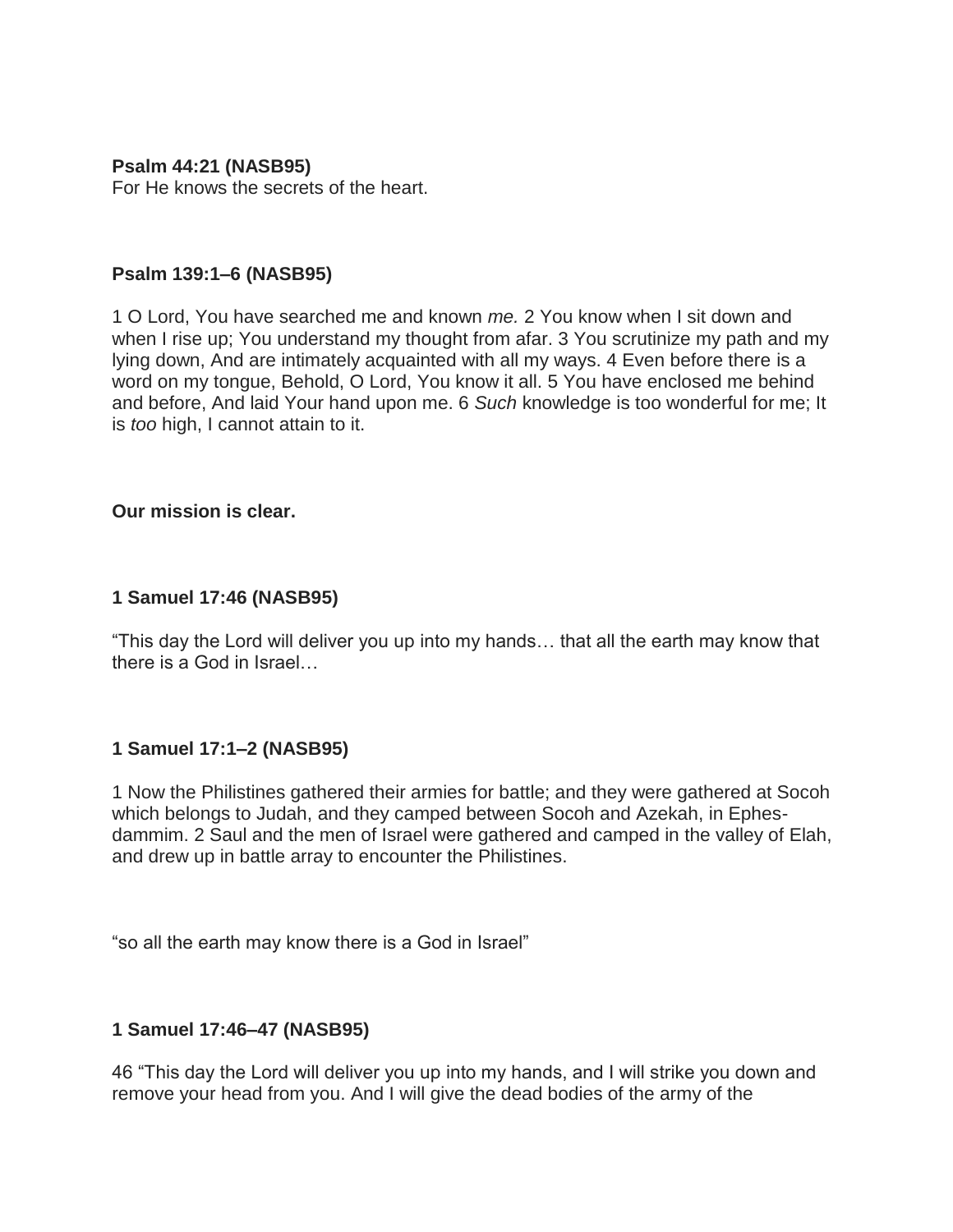**Psalm 44:21 (NASB95)**
For He knows the secrets of the heart.

**Psalm 139:1–6 (NASB95)**

1 O Lord, You have searched me and known *me.* 2 You know when I sit down and when I rise up; You understand my thought from afar. 3 You scrutinize my path and my lying down, And are intimately acquainted with all my ways. 4 Even before there is a word on my tongue, Behold, O Lord, You know it all. 5 You have enclosed me behind and before, And laid Your hand upon me. 6 *Such* knowledge is too wonderful for me; It is *too* high, I cannot attain to it.

**Our mission is clear.**

**1 Samuel 17:46 (NASB95)**

"This day the Lord will deliver you up into my hands… that all the earth may know that there is a God in Israel…

**1 Samuel 17:1–2 (NASB95)**

1 Now the Philistines gathered their armies for battle; and they were gathered at Socoh which belongs to Judah, and they camped between Socoh and Azekah, in Ephes-dammim. 2 Saul and the men of Israel were gathered and camped in the valley of Elah, and drew up in battle array to encounter the Philistines.

"so all the earth may know there is a God in Israel"

**1 Samuel 17:46–47 (NASB95)**

46 "This day the Lord will deliver you up into my hands, and I will strike you down and remove your head from you. And I will give the dead bodies of the army of the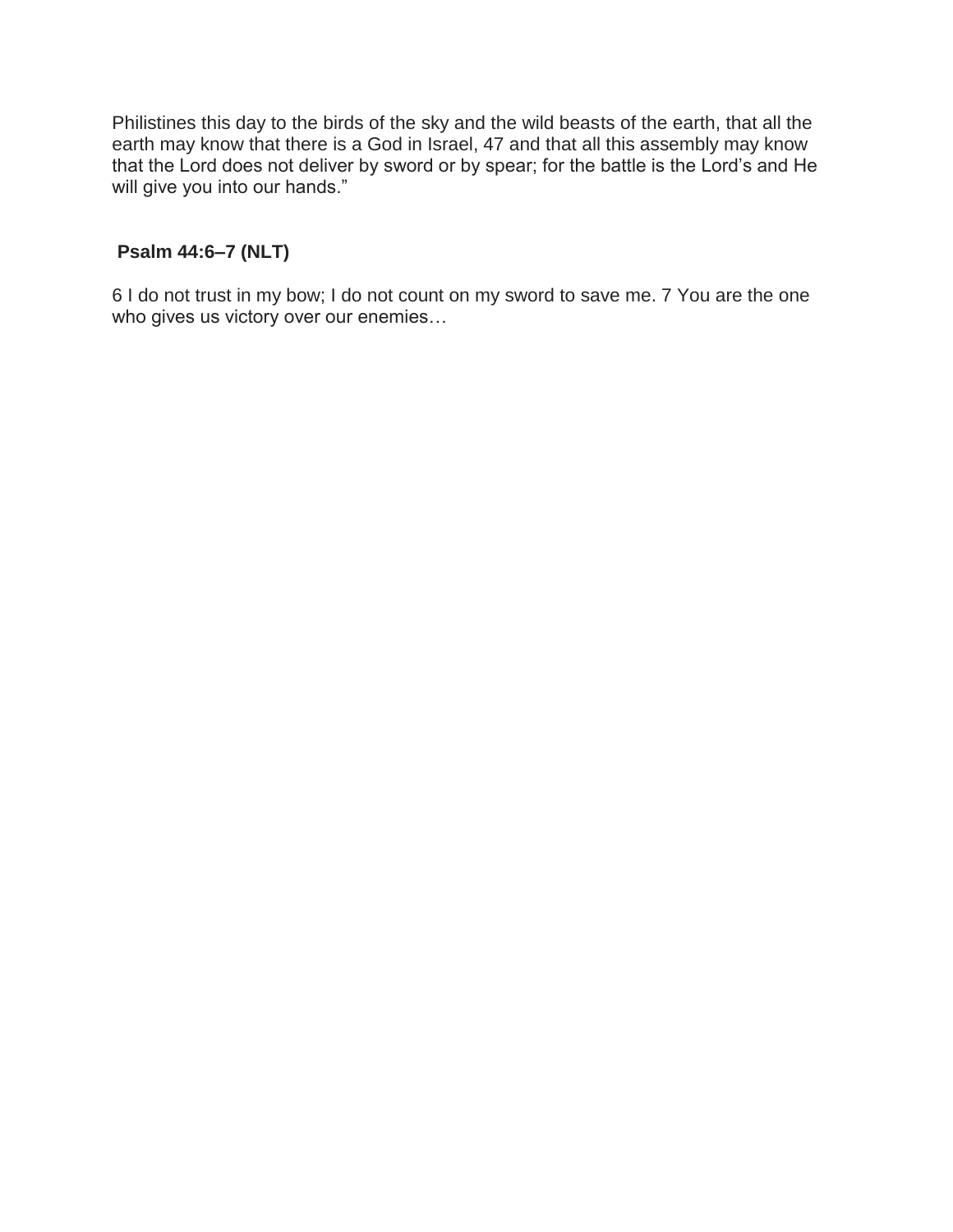Philistines this day to the birds of the sky and the wild beasts of the earth, that all the earth may know that there is a God in Israel, 47 and that all this assembly may know that the Lord does not deliver by sword or by spear; for the battle is the Lord's and He will give you into our hands."

**Psalm 44:6–7 (NLT)**

6 I do not trust in my bow; I do not count on my sword to save me. 7 You are the one who gives us victory over our enemies…